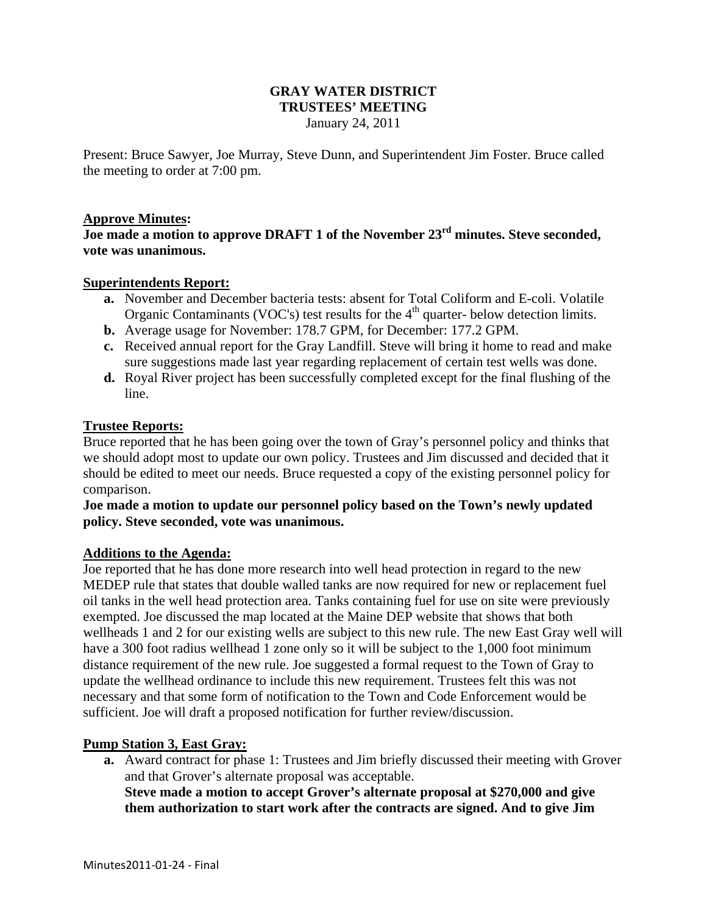# GRAY WATER DISTRICT
## TRUSTEES' MEETING
January 24, 2011

Present: Bruce Sawyer, Joe Murray, Steve Dunn, and Superintendent Jim Foster. Bruce called the meeting to order at 7:00 pm.

**Approve Minutes:**

**Joe made a motion to approve DRAFT 1 of the November 23rd minutes. Steve seconded, vote was unanimous.**

**Superintendents Report:**

- **a.** November and December bacteria tests: absent for Total Coliform and E-coli. Volatile Organic Contaminants (VOC's) test results for the 4th quarter- below detection limits.
- **b.** Average usage for November: 178.7 GPM, for December: 177.2 GPM.
- **c.** Received annual report for the Gray Landfill. Steve will bring it home to read and make sure suggestions made last year regarding replacement of certain test wells was done.
- **d.** Royal River project has been successfully completed except for the final flushing of the line.

**Trustee Reports:**

Bruce reported that he has been going over the town of Gray's personnel policy and thinks that we should adopt most to update our own policy. Trustees and Jim discussed and decided that it should be edited to meet our needs. Bruce requested a copy of the existing personnel policy for comparison.

**Joe made a motion to update our personnel policy based on the Town's newly updated policy. Steve seconded, vote was unanimous.**

**Additions to the Agenda:**

Joe reported that he has done more research into well head protection in regard to the new MEDEP rule that states that double walled tanks are now required for new or replacement fuel oil tanks in the well head protection area. Tanks containing fuel for use on site were previously exempted. Joe discussed the map located at the Maine DEP website that shows that both wellheads 1 and 2 for our existing wells are subject to this new rule. The new East Gray well will have a 300 foot radius wellhead 1 zone only so it will be subject to the 1,000 foot minimum distance requirement of the new rule. Joe suggested a formal request to the Town of Gray to update the wellhead ordinance to include this new requirement. Trustees felt this was not necessary and that some form of notification to the Town and Code Enforcement would be sufficient. Joe will draft a proposed notification for further review/discussion.

**Pump Station 3, East Gray:**

- **a.** Award contract for phase 1: Trustees and Jim briefly discussed their meeting with Grover and that Grover's alternate proposal was acceptable.
  **Steve made a motion to accept Grover's alternate proposal at $270,000 and give them authorization to start work after the contracts are signed. And to give Jim**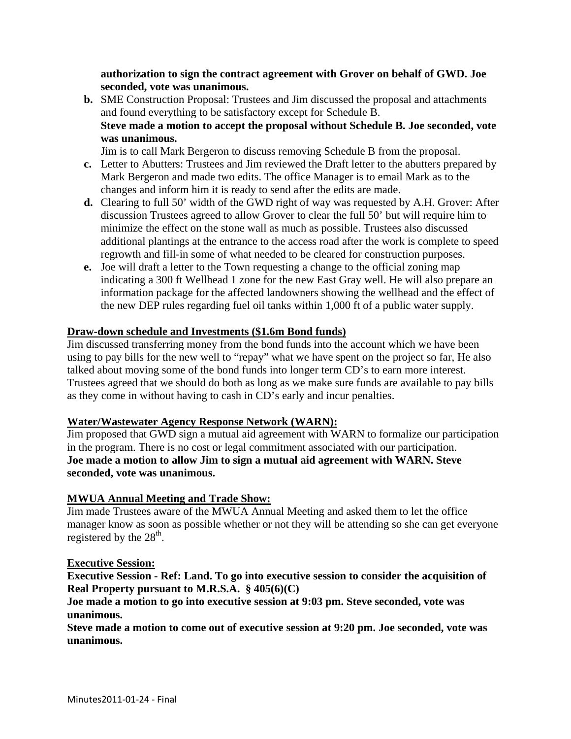**authorization to sign the contract agreement with Grover on behalf of GWD. Joe seconded, vote was unanimous.**

- **b.** SME Construction Proposal: Trustees and Jim discussed the proposal and attachments and found everything to be satisfactory except for Schedule B.
  **Steve made a motion to accept the proposal without Schedule B. Joe seconded, vote was unanimous.**
  Jim is to call Mark Bergeron to discuss removing Schedule B from the proposal.
- **c.** Letter to Abutters: Trustees and Jim reviewed the Draft letter to the abutters prepared by Mark Bergeron and made two edits. The office Manager is to email Mark as to the changes and inform him it is ready to send after the edits are made.
- **d.** Clearing to full 50' width of the GWD right of way was requested by A.H. Grover: After discussion Trustees agreed to allow Grover to clear the full 50' but will require him to minimize the effect on the stone wall as much as possible. Trustees also discussed additional plantings at the entrance to the access road after the work is complete to speed regrowth and fill-in some of what needed to be cleared for construction purposes.
- **e.** Joe will draft a letter to the Town requesting a change to the official zoning map indicating a 300 ft Wellhead 1 zone for the new East Gray well. He will also prepare an information package for the affected landowners showing the wellhead and the effect of the new DEP rules regarding fuel oil tanks within 1,000 ft of a public water supply.

**Draw-down schedule and Investments ($1.6m Bond funds)**

Jim discussed transferring money from the bond funds into the account which we have been using to pay bills for the new well to "repay" what we have spent on the project so far, He also talked about moving some of the bond funds into longer term CD's to earn more interest. Trustees agreed that we should do both as long as we make sure funds are available to pay bills as they come in without having to cash in CD's early and incur penalties.

**Water/Wastewater Agency Response Network (WARN):**

Jim proposed that GWD sign a mutual aid agreement with WARN to formalize our participation in the program. There is no cost or legal commitment associated with our participation.
**Joe made a motion to allow Jim to sign a mutual aid agreement with WARN. Steve seconded, vote was unanimous.**

**MWUA Annual Meeting and Trade Show:**

Jim made Trustees aware of the MWUA Annual Meeting and asked them to let the office manager know as soon as possible whether or not they will be attending so she can get everyone registered by the 28th.

**Executive Session:**

**Executive Session - Ref: Land. To go into executive session to consider the acquisition of Real Property pursuant to M.R.S.A. § 405(6)(C)**
**Joe made a motion to go into executive session at 9:03 pm. Steve seconded, vote was unanimous.**
**Steve made a motion to come out of executive session at 9:20 pm. Joe seconded, vote was unanimous.**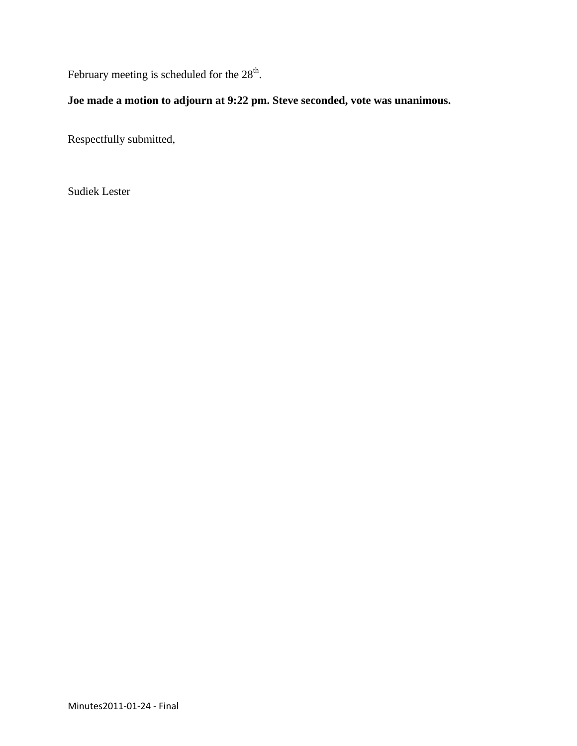February meeting is scheduled for the 28th.

**Joe made a motion to adjourn at 9:22 pm. Steve seconded, vote was unanimous.**

Respectfully submitted,

Sudiek Lester